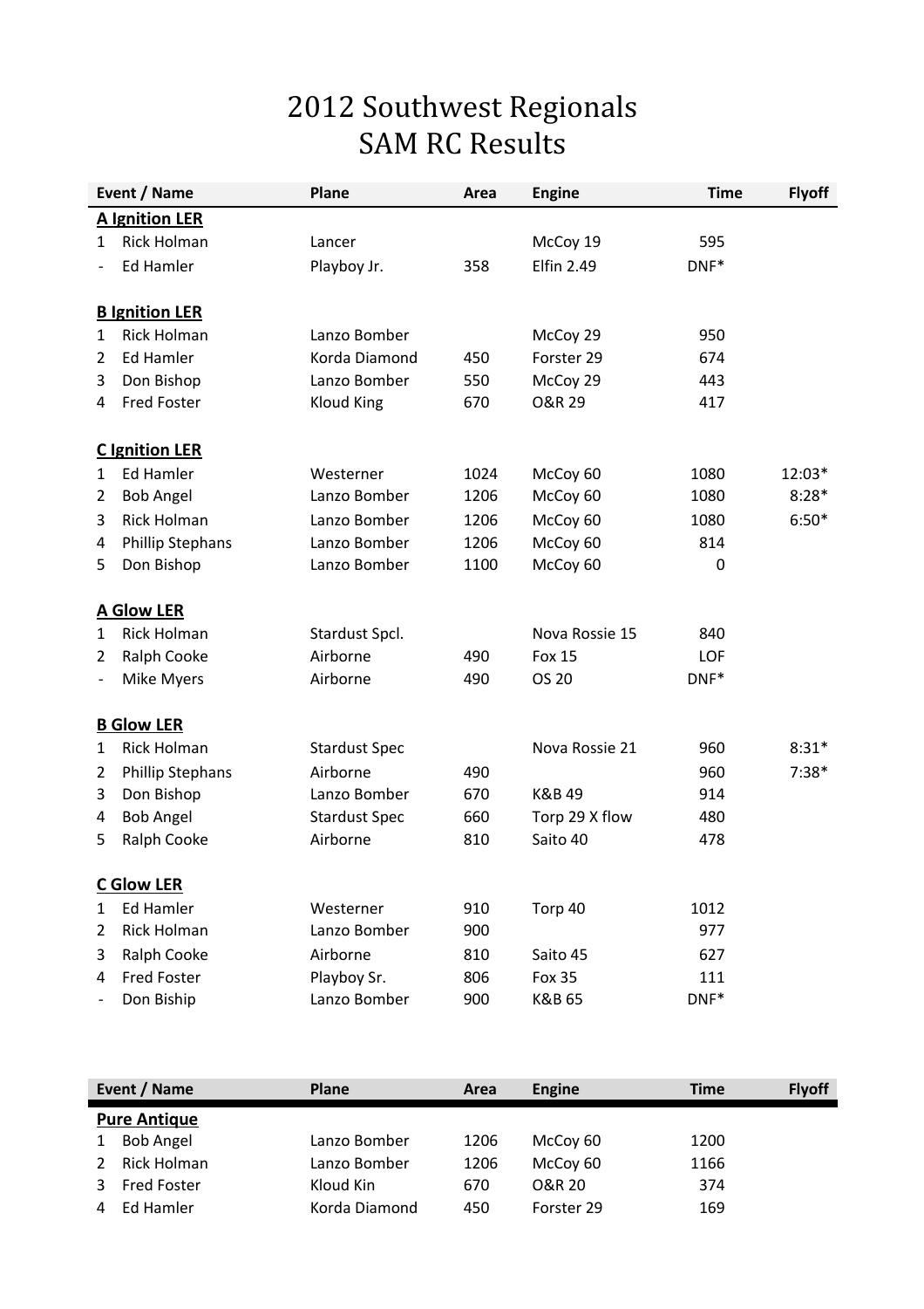# 2012 Southwest Regionals
# SAM RC Results

| Event / Name | | Plane | Area | Engine | Time | Flyoff |
|---|---|---|---|---|---|---|
| **A Ignition LER** | | | | | | |
| 1 | Rick Holman | Lancer | | McCoy 19 | 595 | |
| - | Ed Hamler | Playboy Jr. | 358 | Elfin 2.49 | DNF* | |
| **B Ignition LER** | | | | | | |
| 1 | Rick Holman | Lanzo Bomber | | McCoy 29 | 950 | |
| 2 | Ed Hamler | Korda Diamond | 450 | Forster 29 | 674 | |
| 3 | Don Bishop | Lanzo Bomber | 550 | McCoy 29 | 443 | |
| 4 | Fred Foster | Kloud King | 670 | O&R 29 | 417 | |
| **C Ignition LER** | | | | | | |
| 1 | Ed Hamler | Westerner | 1024 | McCoy 60 | 1080 | 12:03* |
| 2 | Bob Angel | Lanzo Bomber | 1206 | McCoy 60 | 1080 | 8:28* |
| 3 | Rick Holman | Lanzo Bomber | 1206 | McCoy 60 | 1080 | 6:50* |
| 4 | Phillip Stephans | Lanzo Bomber | 1206 | McCoy 60 | 814 | |
| 5 | Don Bishop | Lanzo Bomber | 1100 | McCoy 60 | 0 | |
| **A Glow LER** | | | | | | |
| 1 | Rick Holman | Stardust Spcl. | | Nova Rossie 15 | 840 | |
| 2 | Ralph Cooke | Airborne | 490 | Fox 15 | LOF | |
| - | Mike Myers | Airborne | 490 | OS 20 | DNF* | |
| **B Glow LER** | | | | | | |
| 1 | Rick Holman | Stardust Spec | | Nova Rossie 21 | 960 | 8:31* |
| 2 | Phillip Stephans | Airborne | 490 | | 960 | 7:38* |
| 3 | Don Bishop | Lanzo Bomber | 670 | K&B 49 | 914 | |
| 4 | Bob Angel | Stardust Spec | 660 | Torp 29 X flow | 480 | |
| 5 | Ralph Cooke | Airborne | 810 | Saito 40 | 478 | |
| **C Glow LER** | | | | | | |
| 1 | Ed Hamler | Westerner | 910 | Torp 40 | 1012 | |
| 2 | Rick Holman | Lanzo Bomber | 900 | | 977 | |
| 3 | Ralph Cooke | Airborne | 810 | Saito 45 | 627 | |
| 4 | Fred Foster | Playboy Sr. | 806 | Fox 35 | 111 | |
| - | Don Biship | Lanzo Bomber | 900 | K&B 65 | DNF* | |

| Event / Name | | Plane | Area | Engine | Time | Flyoff |
|---|---|---|---|---|---|---|
| **Pure Antique** | | | | | | |
| 1 | Bob Angel | Lanzo Bomber | 1206 | McCoy 60 | 1200 | |
| 2 | Rick Holman | Lanzo Bomber | 1206 | McCoy 60 | 1166 | |
| 3 | Fred Foster | Kloud Kin | 670 | O&R 20 | 374 | |
| 4 | Ed Hamler | Korda Diamond | 450 | Forster 29 | 169 | |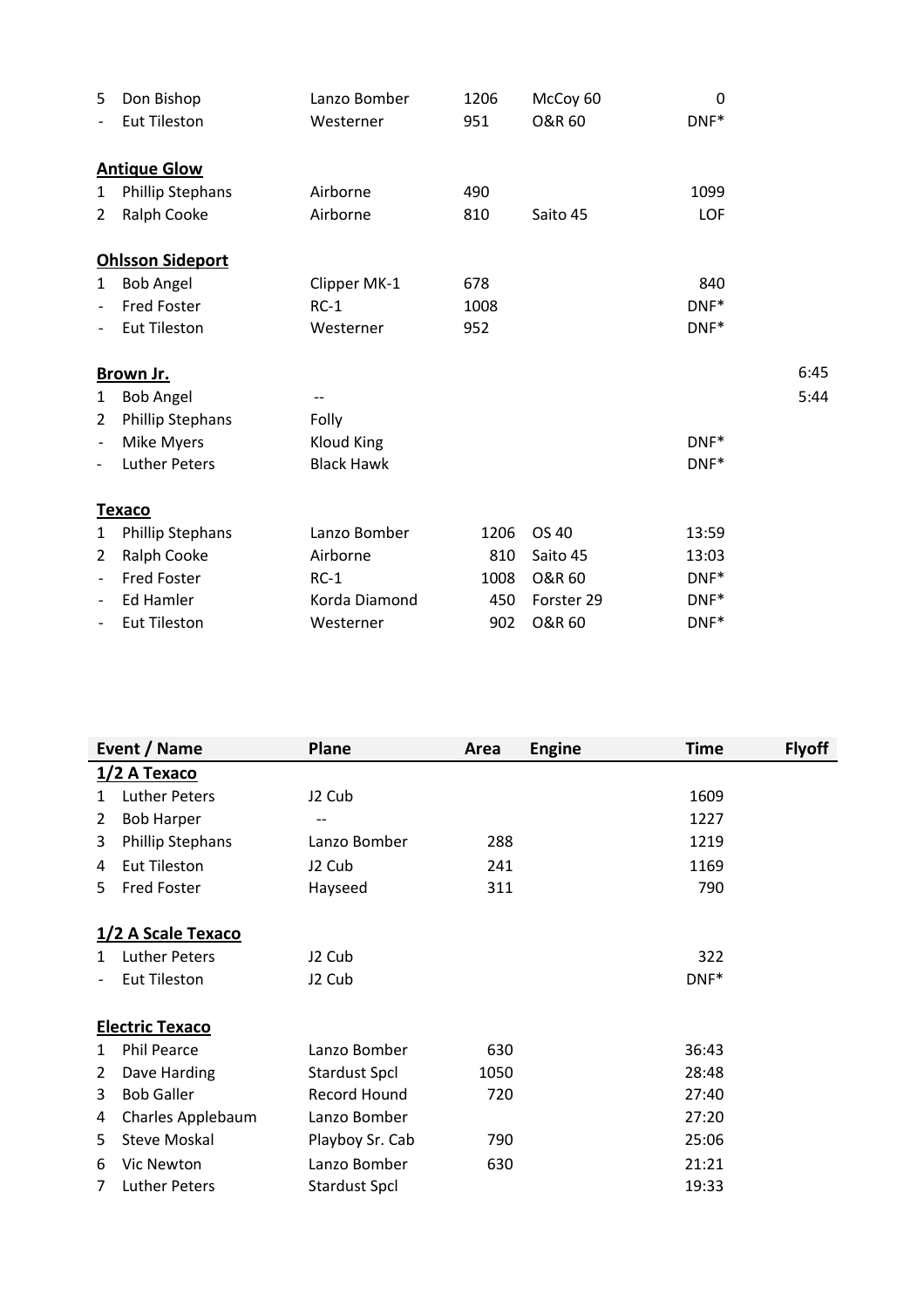| | | | | | |
|---|---|---|---|---|---|
| 5 Don Bishop | Lanzo Bomber | 1206 | McCoy 60 | 0 | |
| - Eut Tileston | Westerner | 951 | O&R 60 | DNF* | |
| **Antique Glow** | | | | | |
| 1 Phillip Stephans | Airborne | 490 | | 1099 | |
| 2 Ralph Cooke | Airborne | 810 | Saito 45 | LOF | |
| **Ohlsson Sideport** | | | | | |
| 1 Bob Angel | Clipper MK-1 | 678 | | 840 | |
| - Fred Foster | RC-1 | 1008 | | DNF* | |
| - Eut Tileston | Westerner | 952 | | DNF* | |
| **Brown Jr.** | | | | | 6:45 |
| 1 Bob Angel | -- | | | | 5:44 |
| 2 Phillip Stephans | Folly | | | | |
| - Mike Myers | Kloud King | | | DNF* | |
| - Luther Peters | Black Hawk | | | DNF* | |
| **Texaco** | | | | | |
| 1 Phillip Stephans | Lanzo Bomber | 1206 | OS 40 | 13:59 | |
| 2 Ralph Cooke | Airborne | 810 | Saito 45 | 13:03 | |
| - Fred Foster | RC-1 | 1008 | O&R 60 | DNF* | |
| - Ed Hamler | Korda Diamond | 450 | Forster 29 | DNF* | |
| - Eut Tileston | Westerner | 902 | O&R 60 | DNF* | |

| Event / Name | Plane | Area | Engine | Time | Flyoff |
|---|---|---|---|---|---|
| **1/2 A Texaco** | | | | | |
| 1 Luther Peters | J2 Cub | | | 1609 | |
| 2 Bob Harper | -- | | | 1227 | |
| 3 Phillip Stephans | Lanzo Bomber | 288 | | 1219 | |
| 4 Eut Tileston | J2 Cub | 241 | | 1169 | |
| 5 Fred Foster | Hayseed | 311 | | 790 | |
| **1/2 A Scale Texaco** | | | | | |
| 1 Luther Peters | J2 Cub | | | 322 | |
| - Eut Tileston | J2 Cub | | | DNF* | |
| **Electric Texaco** | | | | | |
| 1 Phil Pearce | Lanzo Bomber | 630 | | 36:43 | |
| 2 Dave Harding | Stardust Spcl | 1050 | | 28:48 | |
| 3 Bob Galler | Record Hound | 720 | | 27:40 | |
| 4 Charles Applebaum | Lanzo Bomber | | | 27:20 | |
| 5 Steve Moskal | Playboy Sr. Cab | 790 | | 25:06 | |
| 6 Vic Newton | Lanzo Bomber | 630 | | 21:21 | |
| 7 Luther Peters | Stardust Spcl | | | 19:33 | |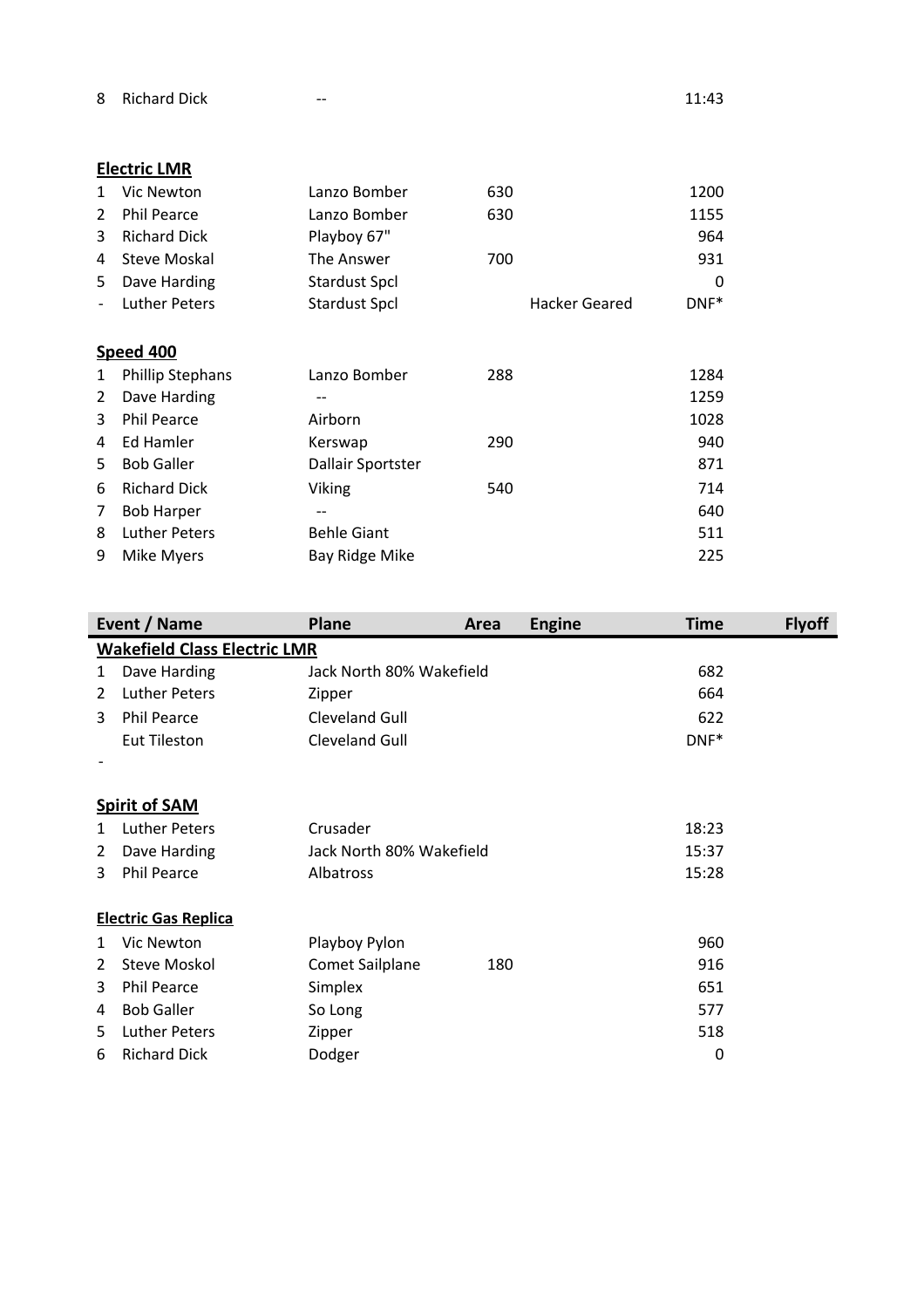| | | | | | | |
|---|---|---|---|---|---|---|
| 8 | Richard Dick | -- | | | 11:43 | |

**Electric LMR**

| | | | | | | |
|---|---|---|---|---|---|---|
| 1 | Vic Newton | Lanzo Bomber | 630 | | 1200 | |
| 2 | Phil Pearce | Lanzo Bomber | 630 | | 1155 | |
| 3 | Richard Dick | Playboy 67" | | | 964 | |
| 4 | Steve Moskal | The Answer | 700 | | 931 | |
| 5 | Dave Harding | Stardust Spcl | | | 0 | |
| - | Luther Peters | Stardust Spcl | | Hacker Geared | DNF* | |

**Speed 400**

| | | | | | | |
|---|---|---|---|---|---|---|
| 1 | Phillip Stephans | Lanzo Bomber | 288 | | 1284 | |
| 2 | Dave Harding | -- | | | 1259 | |
| 3 | Phil Pearce | Airborn | | | 1028 | |
| 4 | Ed Hamler | Kerswap | 290 | | 940 | |
| 5 | Bob Galler | Dallair Sportster | | | 871 | |
| 6 | Richard Dick | Viking | 540 | | 714 | |
| 7 | Bob Harper | -- | | | 640 | |
| 8 | Luther Peters | Behle Giant | | | 511 | |
| 9 | Mike Myers | Bay Ridge Mike | | | 225 | |

| | Event / Name | Plane | Area | Engine | Time | Flyoff |
|---|---|---|---|---|---|---|
| | **Wakefield Class Electric LMR** | | | | | |
| 1 | Dave Harding | Jack North 80% Wakefield | | | 682 | |
| 2 | Luther Peters | Zipper | | | 664 | |
| 3 | Phil Pearce | Cleveland Gull | | | 622 | |
| - | Eut Tileston | Cleveland Gull | | | DNF* | |
| | **Spirit of SAM** | | | | | |
| 1 | Luther Peters | Crusader | | | 18:23 | |
| 2 | Dave Harding | Jack North 80% Wakefield | | | 15:37 | |
| 3 | Phil Pearce | Albatross | | | 15:28 | |
| | **Electric Gas Replica** | | | | | |
| 1 | Vic Newton | Playboy Pylon | | | 960 | |
| 2 | Steve Moskol | Comet Sailplane | 180 | | 916 | |
| 3 | Phil Pearce | Simplex | | | 651 | |
| 4 | Bob Galler | So Long | | | 577 | |
| 5 | Luther Peters | Zipper | | | 518 | |
| 6 | Richard Dick | Dodger | | | 0 | |